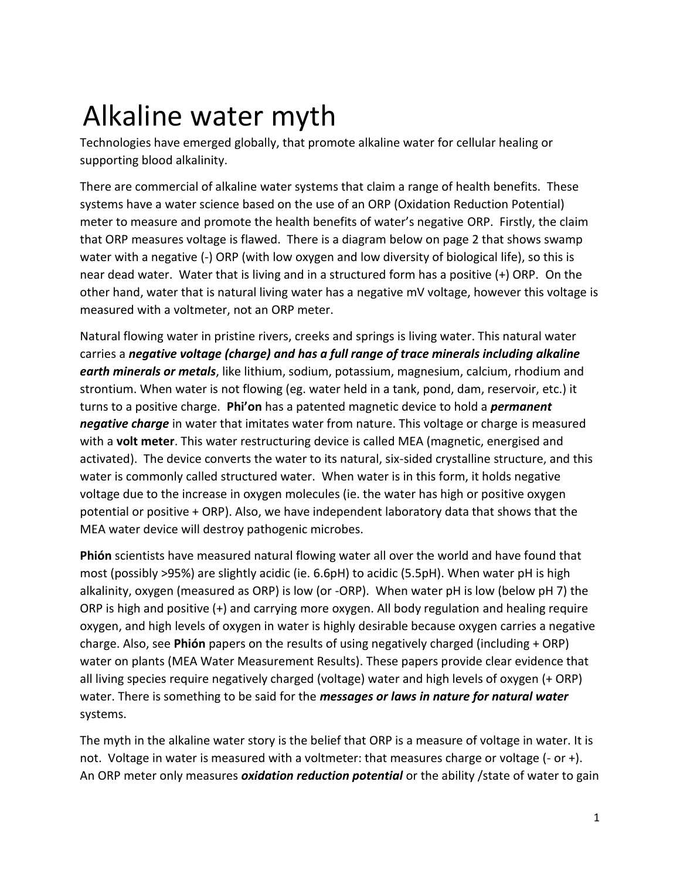# Alkaline water myth

Technologies have emerged globally, that promote alkaline water for cellular healing or supporting blood alkalinity.

There are commercial of alkaline water systems that claim a range of health benefits. These systems have a water science based on the use of an ORP (Oxidation Reduction Potential) meter to measure and promote the health benefits of water's negative ORP. Firstly, the claim that ORP measures voltage is flawed. There is a diagram below on page 2 that shows swamp water with a negative (-) ORP (with low oxygen and low diversity of biological life), so this is near dead water. Water that is living and in a structured form has a positive (+) ORP. On the other hand, water that is natural living water has a negative mV voltage, however this voltage is measured with a voltmeter, not an ORP meter.

Natural flowing water in pristine rivers, creeks and springs is living water. This natural water carries a ***negative voltage (charge) and has a full range of trace minerals including alkaline earth minerals or metals***, like lithium, sodium, potassium, magnesium, calcium, rhodium and strontium. When water is not flowing (eg. water held in a tank, pond, dam, reservoir, etc.) it turns to a positive charge. **Phi'on** has a patented magnetic device to hold a ***permanent negative charge*** in water that imitates water from nature. This voltage or charge is measured with a **volt meter**. This water restructuring device is called MEA (magnetic, energised and activated). The device converts the water to its natural, six-sided crystalline structure, and this water is commonly called structured water. When water is in this form, it holds negative voltage due to the increase in oxygen molecules (ie. the water has high or positive oxygen potential or positive + ORP). Also, we have independent laboratory data that shows that the MEA water device will destroy pathogenic microbes.

**Phión** scientists have measured natural flowing water all over the world and have found that most (possibly >95%) are slightly acidic (ie. 6.6pH) to acidic (5.5pH). When water pH is high alkalinity, oxygen (measured as ORP) is low (or -ORP). When water pH is low (below pH 7) the ORP is high and positive (+) and carrying more oxygen. All body regulation and healing require oxygen, and high levels of oxygen in water is highly desirable because oxygen carries a negative charge. Also, see **Phión** papers on the results of using negatively charged (including + ORP) water on plants (MEA Water Measurement Results). These papers provide clear evidence that all living species require negatively charged (voltage) water and high levels of oxygen (+ ORP) water. There is something to be said for the ***messages or laws in nature for natural water*** systems.

The myth in the alkaline water story is the belief that ORP is a measure of voltage in water. It is not. Voltage in water is measured with a voltmeter: that measures charge or voltage (- or +). An ORP meter only measures ***oxidation reduction potential*** or the ability /state of water to gain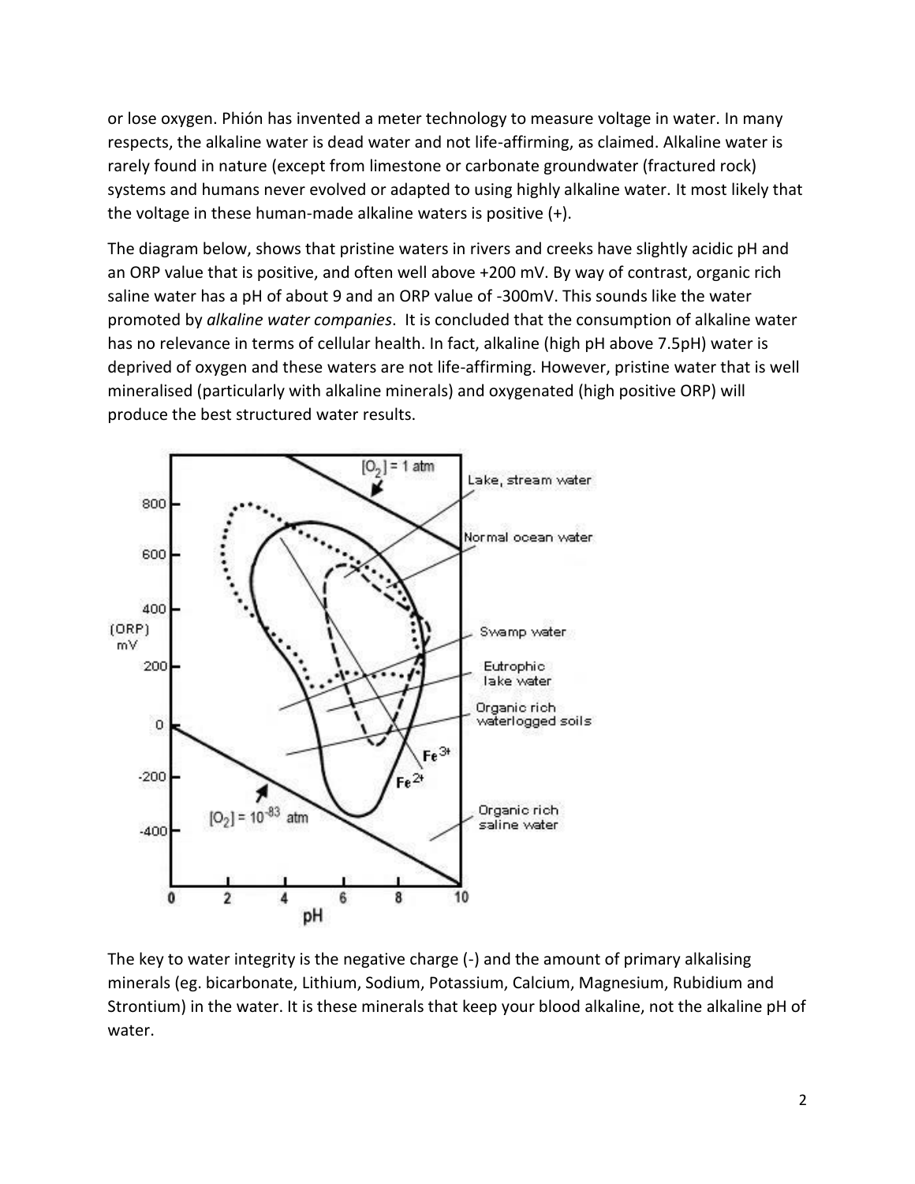or lose oxygen. Phión has invented a meter technology to measure voltage in water. In many respects, the alkaline water is dead water and not life-affirming, as claimed. Alkaline water is rarely found in nature (except from limestone or carbonate groundwater (fractured rock) systems and humans never evolved or adapted to using highly alkaline water. It most likely that the voltage in these human-made alkaline waters is positive (+).

The diagram below, shows that pristine waters in rivers and creeks have slightly acidic pH and an ORP value that is positive, and often well above +200 mV. By way of contrast, organic rich saline water has a pH of about 9 and an ORP value of -300mV. This sounds like the water promoted by *alkaline water companies*. It is concluded that the consumption of alkaline water has no relevance in terms of cellular health. In fact, alkaline (high pH above 7.5pH) water is deprived of oxygen and these waters are not life-affirming. However, pristine water that is well mineralised (particularly with alkaline minerals) and oxygenated (high positive ORP) will produce the best structured water results.

The key to water integrity is the negative charge (-) and the amount of primary alkalising minerals (eg. bicarbonate, Lithium, Sodium, Potassium, Calcium, Magnesium, Rubidium and Strontium) in the water. It is these minerals that keep your blood alkaline, not the alkaline pH of water.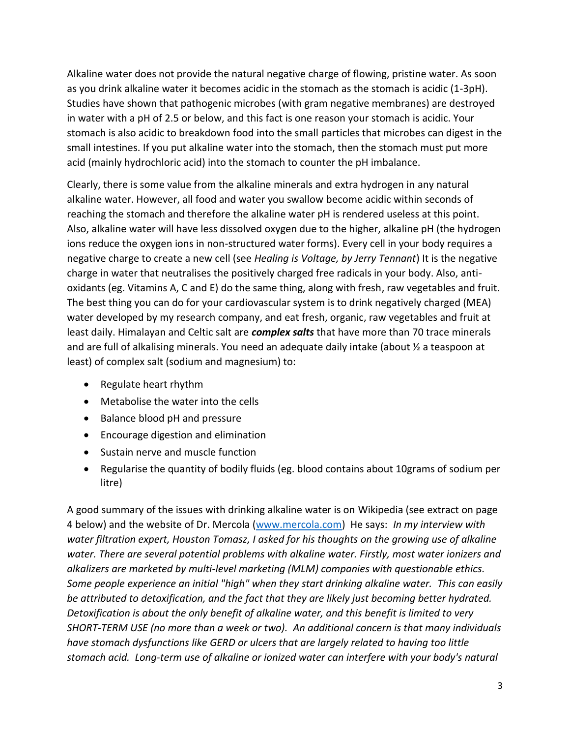Alkaline water does not provide the natural negative charge of flowing, pristine water. As soon as you drink alkaline water it becomes acidic in the stomach as the stomach is acidic (1-3pH). Studies have shown that pathogenic microbes (with gram negative membranes) are destroyed in water with a pH of 2.5 or below, and this fact is one reason your stomach is acidic. Your stomach is also acidic to breakdown food into the small particles that microbes can digest in the small intestines. If you put alkaline water into the stomach, then the stomach must put more acid (mainly hydrochloric acid) into the stomach to counter the pH imbalance.

Clearly, there is some value from the alkaline minerals and extra hydrogen in any natural alkaline water. However, all food and water you swallow become acidic within seconds of reaching the stomach and therefore the alkaline water pH is rendered useless at this point. Also, alkaline water will have less dissolved oxygen due to the higher, alkaline pH (the hydrogen ions reduce the oxygen ions in non-structured water forms). Every cell in your body requires a negative charge to create a new cell (see *Healing is Voltage, by Jerry Tennant*) It is the negative charge in water that neutralises the positively charged free radicals in your body. Also, anti-oxidants (eg. Vitamins A, C and E) do the same thing, along with fresh, raw vegetables and fruit. The best thing you can do for your cardiovascular system is to drink negatively charged (MEA) water developed by my research company, and eat fresh, organic, raw vegetables and fruit at least daily. Himalayan and Celtic salt are ***complex salts*** that have more than 70 trace minerals and are full of alkalising minerals. You need an adequate daily intake (about ½ a teaspoon at least) of complex salt (sodium and magnesium) to:

- Regulate heart rhythm
- Metabolise the water into the cells
- Balance blood pH and pressure
- Encourage digestion and elimination
- Sustain nerve and muscle function
- Regularise the quantity of bodily fluids (eg. blood contains about 10grams of sodium per litre)

A good summary of the issues with drinking alkaline water is on Wikipedia (see extract on page 4 below) and the website of Dr. Mercola ([www.mercola.com](www.mercola.com)) He says: *In my interview with water filtration expert, Houston Tomasz, I asked for his thoughts on the growing use of alkaline water. There are several potential problems with alkaline water. Firstly, most water ionizers and alkalizers are marketed by multi-level marketing (MLM) companies with questionable ethics. Some people experience an initial "high" when they start drinking alkaline water. This can easily be attributed to detoxification, and the fact that they are likely just becoming better hydrated. Detoxification is about the only benefit of alkaline water, and this benefit is limited to very SHORT-TERM USE (no more than a week or two). An additional concern is that many individuals have stomach dysfunctions like GERD or ulcers that are largely related to having too little stomach acid. Long-term use of alkaline or ionized water can interfere with your body's natural*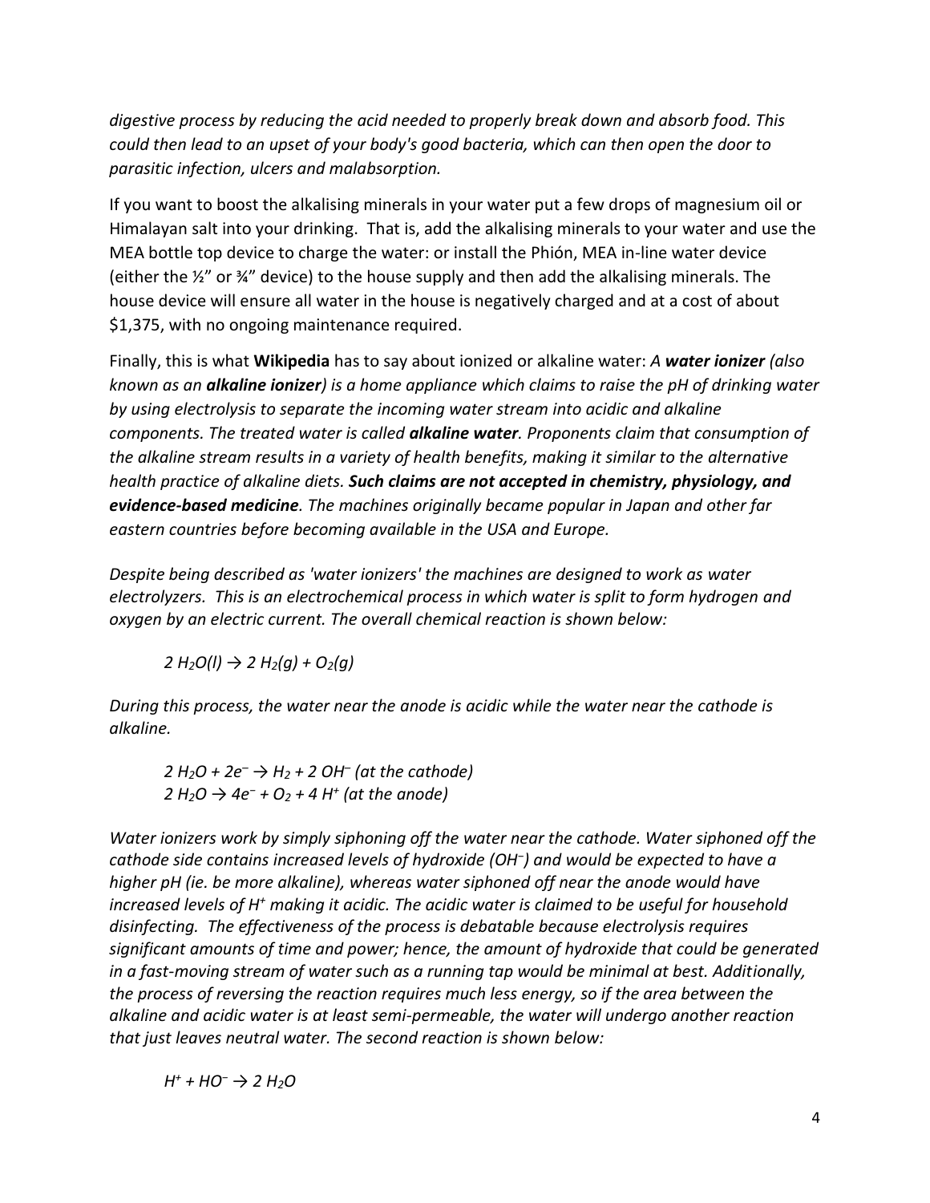*digestive process by reducing the acid needed to properly break down and absorb food. This could then lead to an upset of your body's good bacteria, which can then open the door to parasitic infection, ulcers and malabsorption.*

If you want to boost the alkalising minerals in your water put a few drops of magnesium oil or Himalayan salt into your drinking. That is, add the alkalising minerals to your water and use the MEA bottle top device to charge the water: or install the Phión, MEA in-line water device (either the ½" or ¾" device) to the house supply and then add the alkalising minerals. The house device will ensure all water in the house is negatively charged and at a cost of about $1,375, with no ongoing maintenance required.

Finally, this is what **Wikipedia** has to say about ionized or alkaline water: *A **water ionizer** (also known as an **alkaline ionizer**) is a home appliance which claims to raise the pH of drinking water by using electrolysis to separate the incoming water stream into acidic and alkaline components. The treated water is called **alkaline water**. Proponents claim that consumption of the alkaline stream results in a variety of health benefits, making it similar to the alternative health practice of alkaline diets. **Such claims are not accepted in chemistry, physiology, and evidence-based medicine**. The machines originally became popular in Japan and other far eastern countries before becoming available in the USA and Europe.*

*Despite being described as 'water ionizers' the machines are designed to work as water electrolyzers. This is an electrochemical process in which water is split to form hydrogen and oxygen by an electric current. The overall chemical reaction is shown below:*

$$2\,H_2O(l) \rightarrow 2\,H_2(g) + O_2(g)$$

*During this process, the water near the anode is acidic while the water near the cathode is alkaline.*

$$2\,H_2O + 2e^- \rightarrow H_2 + 2\,OH^- \text{ (at the cathode)}$$
$$2\,H_2O \rightarrow 4e^- + O_2 + 4\,H^+ \text{ (at the anode)}$$

*Water ionizers work by simply siphoning off the water near the cathode. Water siphoned off the cathode side contains increased levels of hydroxide ($OH^-$) and would be expected to have a higher pH (ie. be more alkaline), whereas water siphoned off near the anode would have increased levels of $H^+$ making it acidic. The acidic water is claimed to be useful for household disinfecting. The effectiveness of the process is debatable because electrolysis requires significant amounts of time and power; hence, the amount of hydroxide that could be generated in a fast-moving stream of water such as a running tap would be minimal at best. Additionally, the process of reversing the reaction requires much less energy, so if the area between the alkaline and acidic water is at least semi-permeable, the water will undergo another reaction that just leaves neutral water. The second reaction is shown below:*

$$H^+ + HO^- \rightarrow 2\,H_2O$$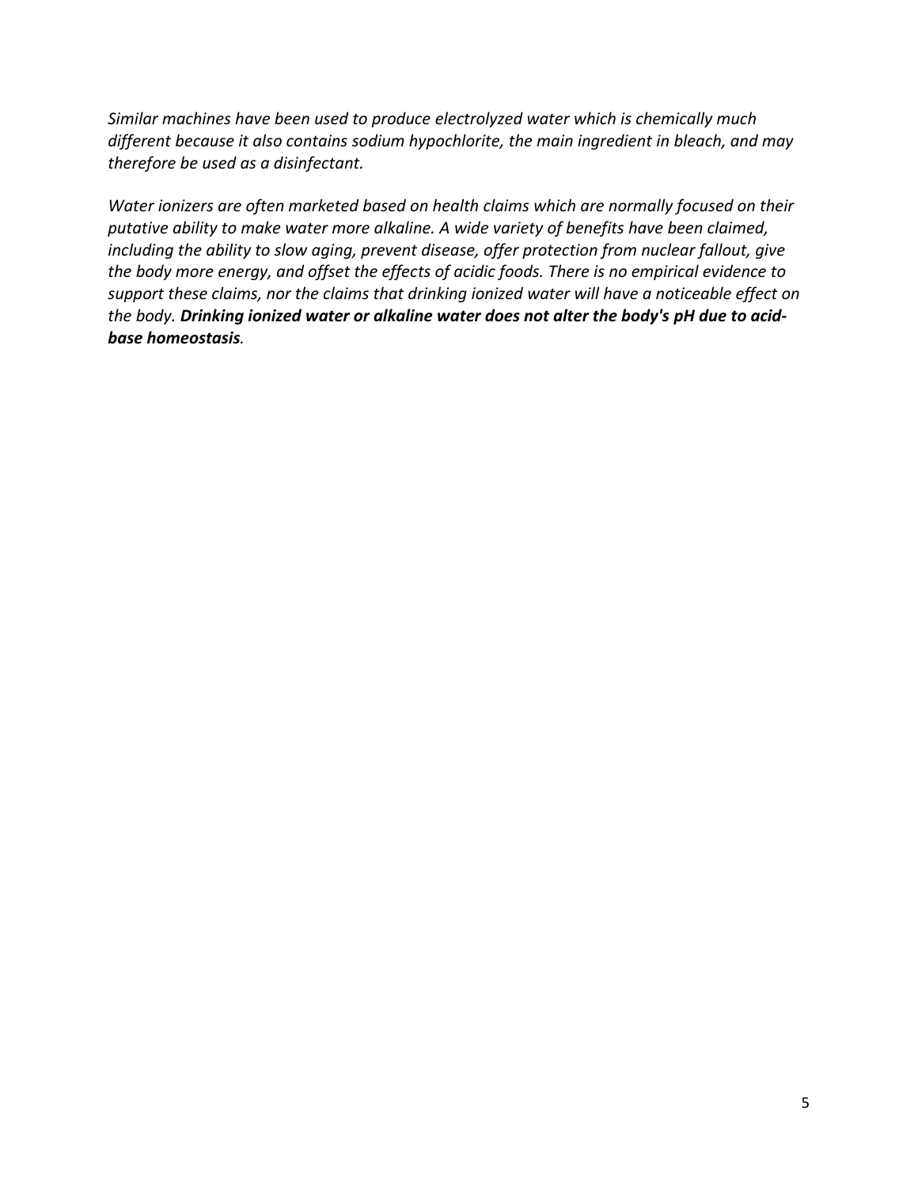*Similar machines have been used to produce electrolyzed water which is chemically much different because it also contains sodium hypochlorite, the main ingredient in bleach, and may therefore be used as a disinfectant.*

*Water ionizers are often marketed based on health claims which are normally focused on their putative ability to make water more alkaline. A wide variety of benefits have been claimed, including the ability to slow aging, prevent disease, offer protection from nuclear fallout, give the body more energy, and offset the effects of acidic foods. There is no empirical evidence to support these claims, nor the claims that drinking ionized water will have a noticeable effect on the body.* ***Drinking ionized water or alkaline water does not alter the body's pH due to acid-base homeostasis****.*